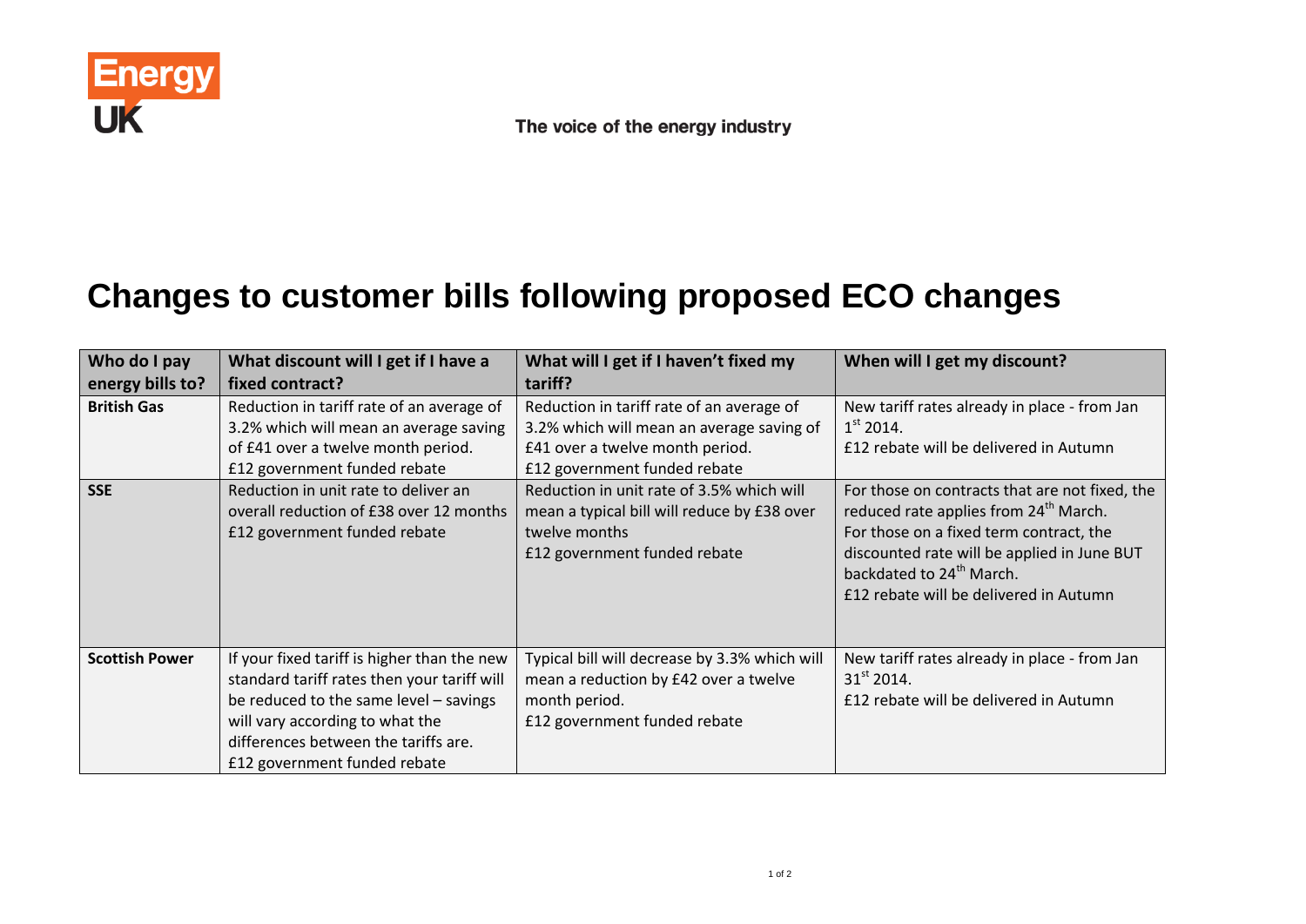Energy UK

The voice of the energy industry

# Changes to customer bills following proposed ECO changes

| Who do I pay energy bills to? | What discount will I get if I have a fixed contract? | What will I get if I haven't fixed my tariff? | When will I get my discount? |
|---|---|---|---|
| **British Gas** | Reduction in tariff rate of an average of 3.2% which will mean an average saving of £41 over a twelve month period.<br>£12 government funded rebate | Reduction in tariff rate of an average of 3.2% which will mean an average saving of £41 over a twelve month period.<br>£12 government funded rebate | New tariff rates already in place - from Jan 1st 2014.<br>£12 rebate will be delivered in Autumn |
| **SSE** | Reduction in unit rate to deliver an overall reduction of £38 over 12 months<br>£12 government funded rebate | Reduction in unit rate of 3.5% which will mean a typical bill will reduce by £38 over twelve months<br>£12 government funded rebate | For those on contracts that are not fixed, the reduced rate applies from 24th March.<br>For those on a fixed term contract, the discounted rate will be applied in June BUT backdated to 24th March.<br>£12 rebate will be delivered in Autumn |
| **Scottish Power** | If your fixed tariff is higher than the new standard tariff rates then your tariff will be reduced to the same level – savings will vary according to what the differences between the tariffs are.<br>£12 government funded rebate | Typical bill will decrease by 3.3% which will mean a reduction by £42 over a twelve month period.<br>£12 government funded rebate | New tariff rates already in place - from Jan 31st 2014.<br>£12 rebate will be delivered in Autumn |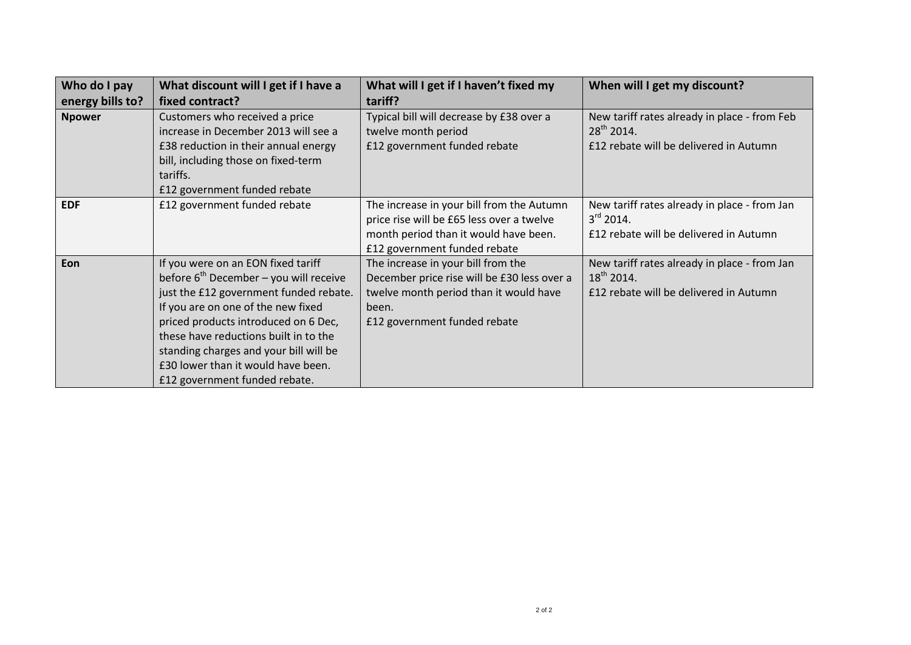| Who do I pay energy bills to? | What discount will I get if I have a fixed contract? | What will I get if I haven't fixed my tariff? | When will I get my discount? |
|---|---|---|---|
| **Npower** | Customers who received a price increase in December 2013 will see a £38 reduction in their annual energy bill, including those on fixed-term tariffs.<br>£12 government funded rebate | Typical bill will decrease by £38 over a twelve month period<br>£12 government funded rebate | New tariff rates already in place - from Feb 28th 2014.<br>£12 rebate will be delivered in Autumn |
| **EDF** | £12 government funded rebate | The increase in your bill from the Autumn price rise will be £65 less over a twelve month period than it would have been.<br>£12 government funded rebate | New tariff rates already in place - from Jan 3rd 2014.<br>£12 rebate will be delivered in Autumn |
| **Eon** | If you were on an EON fixed tariff before 6th December – you will receive just the £12 government funded rebate. If you are on one of the new fixed priced products introduced on 6 Dec, these have reductions built in to the standing charges and your bill will be £30 lower than it would have been.<br>£12 government funded rebate. | The increase in your bill from the December price rise will be £30 less over a twelve month period than it would have been.<br>£12 government funded rebate | New tariff rates already in place - from Jan 18th 2014.<br>£12 rebate will be delivered in Autumn |